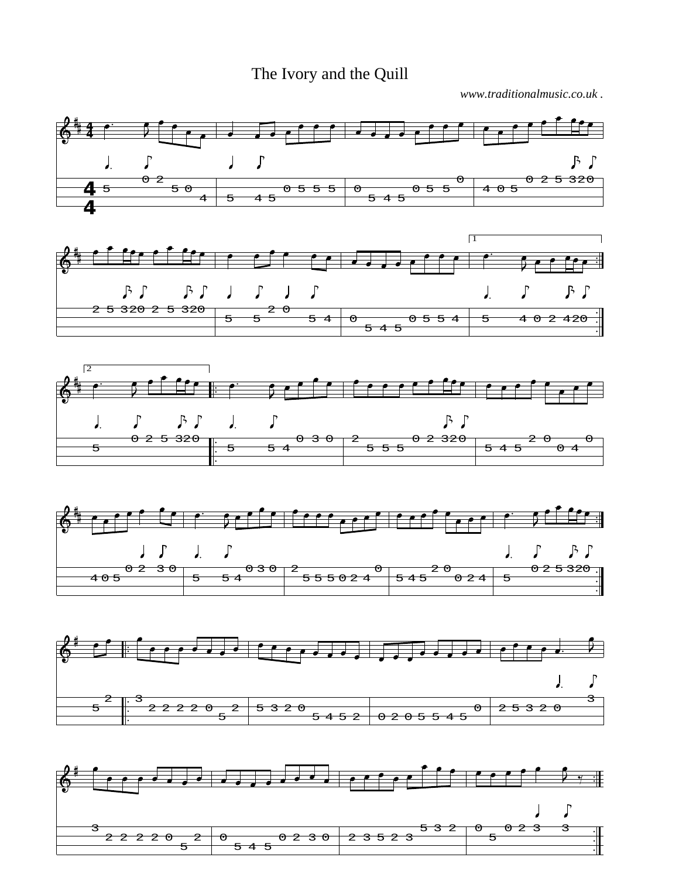# The Ivory and the Quill

*www.traditionalmusic.co.uk .*